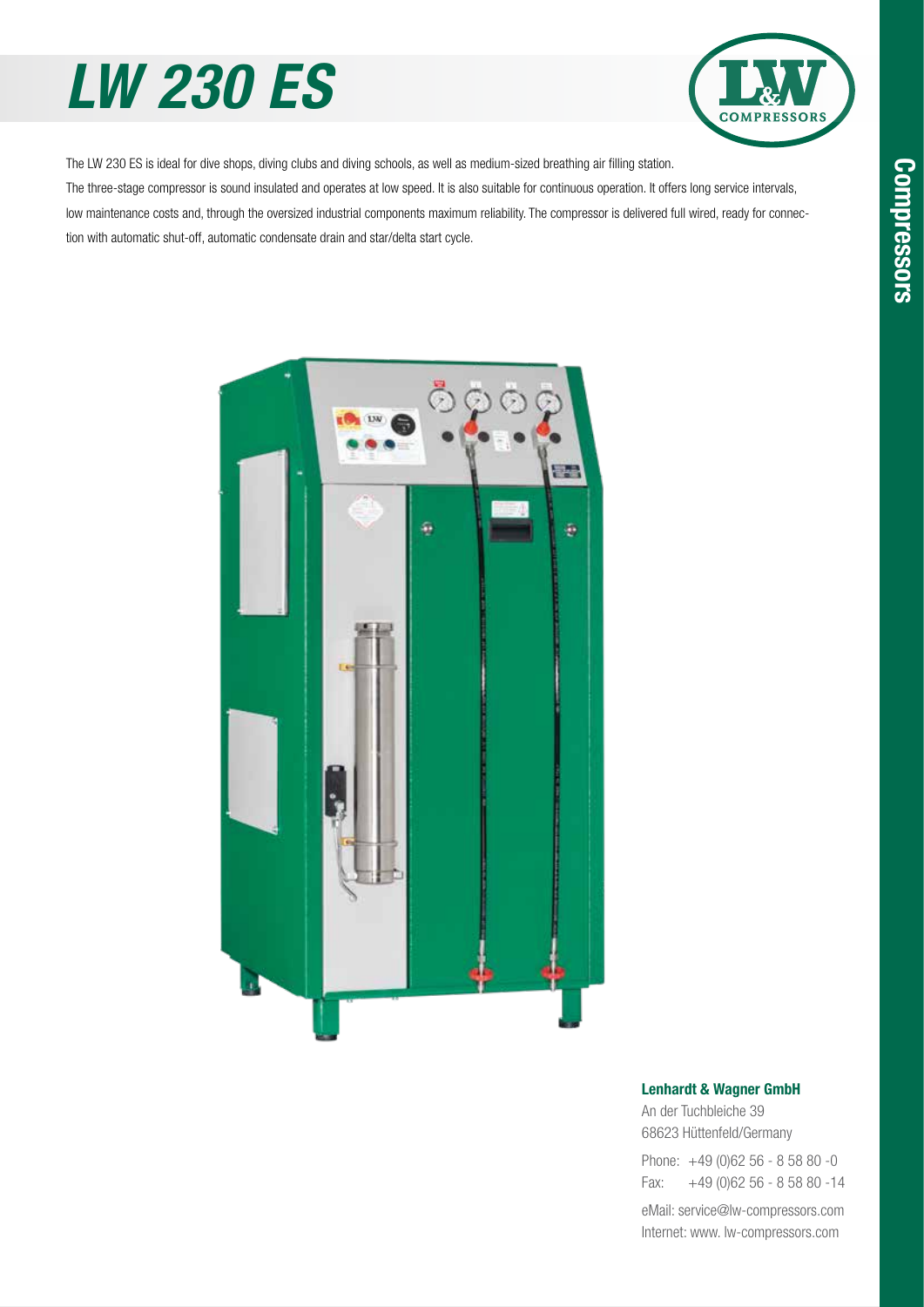# LW 230 ES

The LW 230 ES is ideal for dive shops, diving clubs and diving schools, as well as medium-sized breathing air filling station.

The three-stage compressor is sound insulated and operates at low speed. It is also suitable for continuous operation. It offers long service intervals, low maintenance costs and, through the oversized industrial components maximum reliability. The compressor is delivered full wired, ready for connection with automatic shut-off, automatic condensate drain and star/delta start cycle.

**Lenhardt & Wagner GmbH**

An der Tuchbleiche 39
68623 Hüttenfeld/Germany

Phone: +49 (0)62 56 - 8 58 80 -0
Fax: +49 (0)62 56 - 8 58 80 -14

eMail: service@lw-compressors.com
Internet: www. lw-compressors.com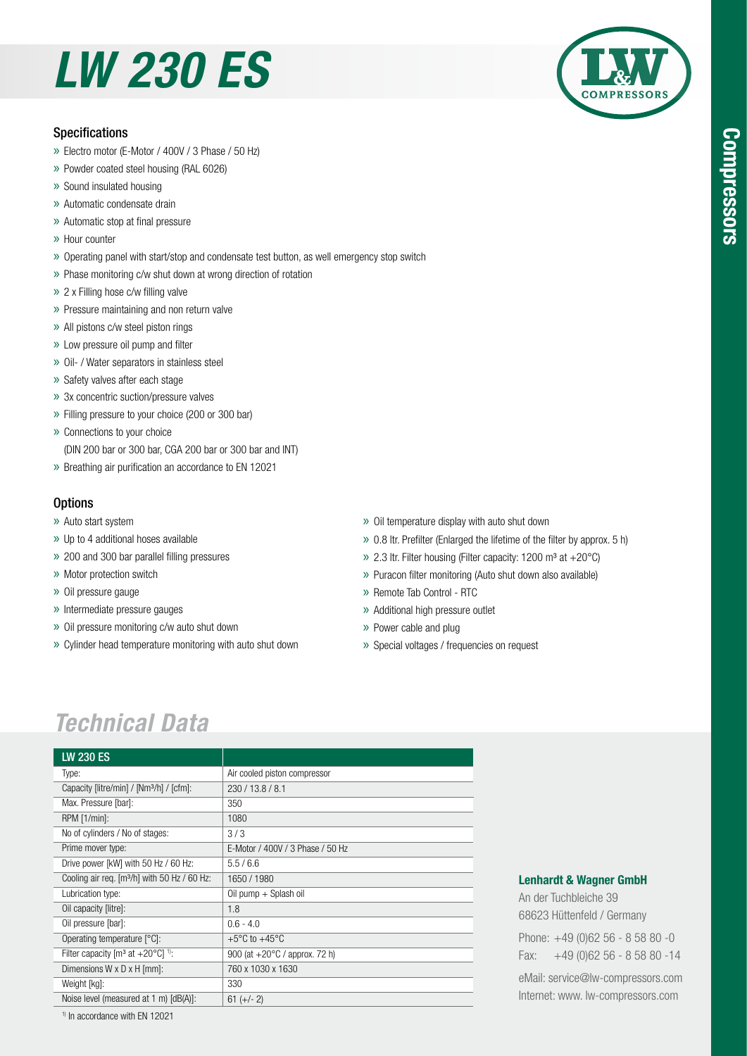# LW 230 ES

### Specifications

- » Electro motor (E-Motor / 400V / 3 Phase / 50 Hz)
- » Powder coated steel housing (RAL 6026)
- » Sound insulated housing
- » Automatic condensate drain
- » Automatic stop at final pressure
- » Hour counter
- » Operating panel with start/stop and condensate test button, as well emergency stop switch
- » Phase monitoring c/w shut down at wrong direction of rotation
- » 2 x Filling hose c/w filling valve
- » Pressure maintaining and non return valve
- » All pistons c/w steel piston rings
- » Low pressure oil pump and filter
- » Oil- / Water separators in stainless steel
- » Safety valves after each stage
- » 3x concentric suction/pressure valves
- » Filling pressure to your choice (200 or 300 bar)
- » Connections to your choice
  (DIN 200 bar or 300 bar, CGA 200 bar or 300 bar and INT)
- » Breathing air purification an accordance to EN 12021

### Options

- » Auto start system
- » Up to 4 additional hoses available
- » 200 and 300 bar parallel filling pressures
- » Motor protection switch
- » Oil pressure gauge
- » Intermediate pressure gauges
- » Oil pressure monitoring c/w auto shut down
- » Cylinder head temperature monitoring with auto shut down
- » Oil temperature display with auto shut down
- » 0.8 ltr. Prefilter (Enlarged the lifetime of the filter by approx. 5 h)
- » 2.3 ltr. Filter housing (Filter capacity: 1200 m³ at +20°C)
- » Puracon filter monitoring (Auto shut down also available)
- » Remote Tab Control - RTC
- » Additional high pressure outlet
- » Power cable and plug
- » Special voltages / frequencies on request

## Technical Data

| LW 230 ES | |
|---|---|
| Type: | Air cooled piston compressor |
| Capacity [litre/min] / [Nm³/h] / [cfm]: | 230 / 13.8 / 8.1 |
| Max. Pressure [bar]: | 350 |
| RPM [1/min]: | 1080 |
| No of cylinders / No of stages: | 3 / 3 |
| Prime mover type: | E-Motor / 400V / 3 Phase / 50 Hz |
| Drive power [kW] with 50 Hz / 60 Hz: | 5.5 / 6.6 |
| Cooling air req. [m³/h] with 50 Hz / 60 Hz: | 1650 / 1980 |
| Lubrication type: | Oil pump + Splash oil |
| Oil capacity [litre]: | 1.8 |
| Oil pressure [bar]: | 0.6 - 4.0 |
| Operating temperature [°C]: | +5°C to +45°C |
| Filter capacity [m³ at +20°C] [1]: | 900 (at +20°C / approx. 72 h) |
| Dimensions W x D x H [mm]: | 760 x 1030 x 1630 |
| Weight [kg]: | 330 |
| Noise level (measured at 1 m) [dB(A)]: | 61 (+/- 2) |

[1] In accordance with EN 12021

**Lenhardt & Wagner GmbH**

An der Tuchbleiche 39
68623 Hüttenfeld / Germany

Phone: +49 (0)62 56 - 8 58 80 -0
Fax: +49 (0)62 56 - 8 58 80 -14

eMail: service@lw-compressors.com
Internet: www. lw-compressors.com